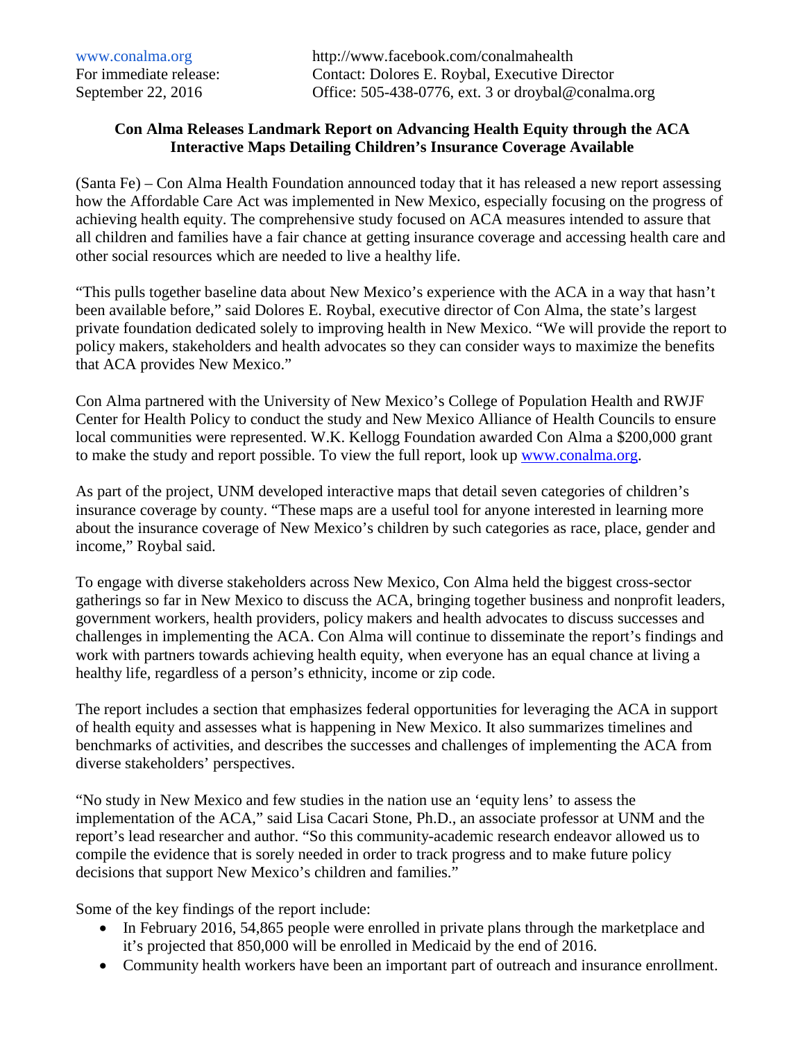www.conalma.org  
For immediate release:  
September 22, 2016

http://www.facebook.com/conalmahealth  
Contact: Dolores E. Roybal, Executive Director  
Office: 505-438-0776, ext. 3 or droybal@conalma.org

**Con Alma Releases Landmark Report on Advancing Health Equity through the ACA**
**Interactive Maps Detailing Children's Insurance Coverage Available**

(Santa Fe) – Con Alma Health Foundation announced today that it has released a new report assessing how the Affordable Care Act was implemented in New Mexico, especially focusing on the progress of achieving health equity. The comprehensive study focused on ACA measures intended to assure that all children and families have a fair chance at getting insurance coverage and accessing health care and other social resources which are needed to live a healthy life.

"This pulls together baseline data about New Mexico's experience with the ACA in a way that hasn't been available before," said Dolores E. Roybal, executive director of Con Alma, the state's largest private foundation dedicated solely to improving health in New Mexico. "We will provide the report to policy makers, stakeholders and health advocates so they can consider ways to maximize the benefits that ACA provides New Mexico."

Con Alma partnered with the University of New Mexico's College of Population Health and RWJF Center for Health Policy to conduct the study and New Mexico Alliance of Health Councils to ensure local communities were represented. W.K. Kellogg Foundation awarded Con Alma a $200,000 grant to make the study and report possible. To view the full report, look up www.conalma.org.

As part of the project, UNM developed interactive maps that detail seven categories of children's insurance coverage by county. "These maps are a useful tool for anyone interested in learning more about the insurance coverage of New Mexico's children by such categories as race, place, gender and income," Roybal said.

To engage with diverse stakeholders across New Mexico, Con Alma held the biggest cross-sector gatherings so far in New Mexico to discuss the ACA, bringing together business and nonprofit leaders, government workers, health providers, policy makers and health advocates to discuss successes and challenges in implementing the ACA. Con Alma will continue to disseminate the report's findings and work with partners towards achieving health equity, when everyone has an equal chance at living a healthy life, regardless of a person's ethnicity, income or zip code.

The report includes a section that emphasizes federal opportunities for leveraging the ACA in support of health equity and assesses what is happening in New Mexico. It also summarizes timelines and benchmarks of activities, and describes the successes and challenges of implementing the ACA from diverse stakeholders' perspectives.

"No study in New Mexico and few studies in the nation use an 'equity lens' to assess the implementation of the ACA," said Lisa Cacari Stone, Ph.D., an associate professor at UNM and the report's lead researcher and author. "So this community-academic research endeavor allowed us to compile the evidence that is sorely needed in order to track progress and to make future policy decisions that support New Mexico's children and families."

Some of the key findings of the report include:

- In February 2016, 54,865 people were enrolled in private plans through the marketplace and it's projected that 850,000 will be enrolled in Medicaid by the end of 2016.
- Community health workers have been an important part of outreach and insurance enrollment.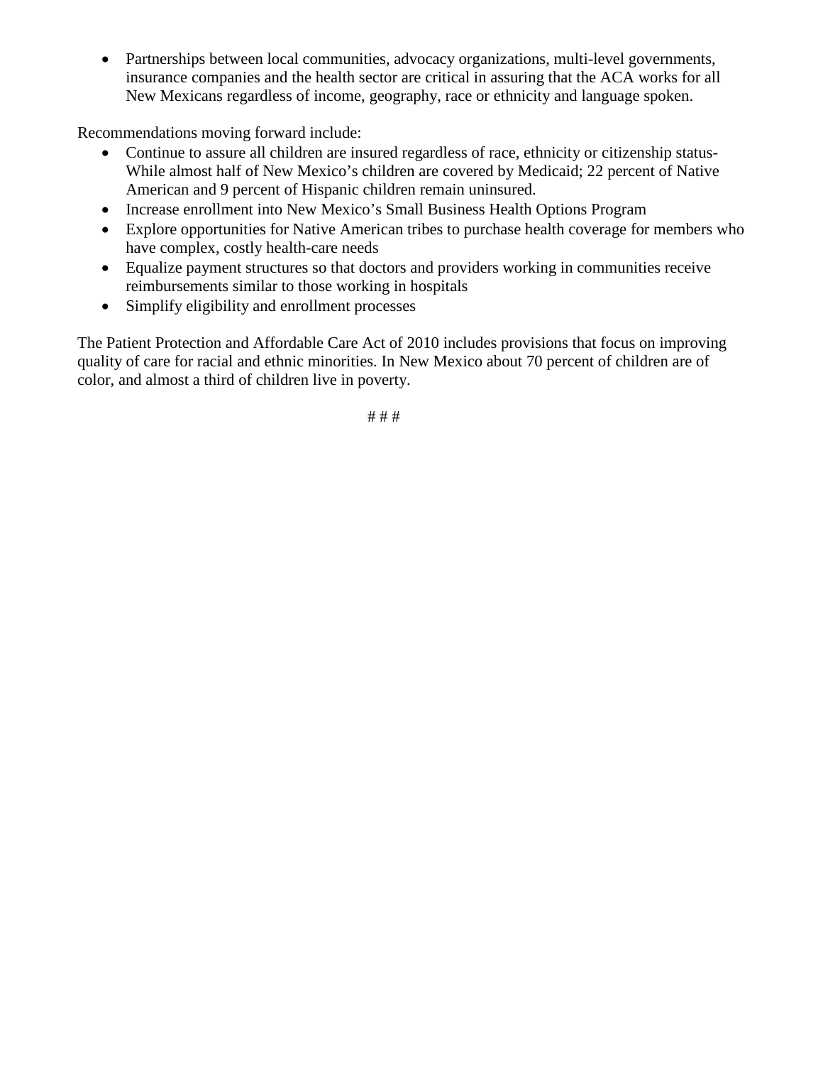- Partnerships between local communities, advocacy organizations, multi-level governments, insurance companies and the health sector are critical in assuring that the ACA works for all New Mexicans regardless of income, geography, race or ethnicity and language spoken.

Recommendations moving forward include:

- Continue to assure all children are insured regardless of race, ethnicity or citizenship status- While almost half of New Mexico's children are covered by Medicaid; 22 percent of Native American and 9 percent of Hispanic children remain uninsured.
- Increase enrollment into New Mexico's Small Business Health Options Program
- Explore opportunities for Native American tribes to purchase health coverage for members who have complex, costly health-care needs
- Equalize payment structures so that doctors and providers working in communities receive reimbursements similar to those working in hospitals
- Simplify eligibility and enrollment processes

The Patient Protection and Affordable Care Act of 2010 includes provisions that focus on improving quality of care for racial and ethnic minorities. In New Mexico about 70 percent of children are of color, and almost a third of children live in poverty.

# # #